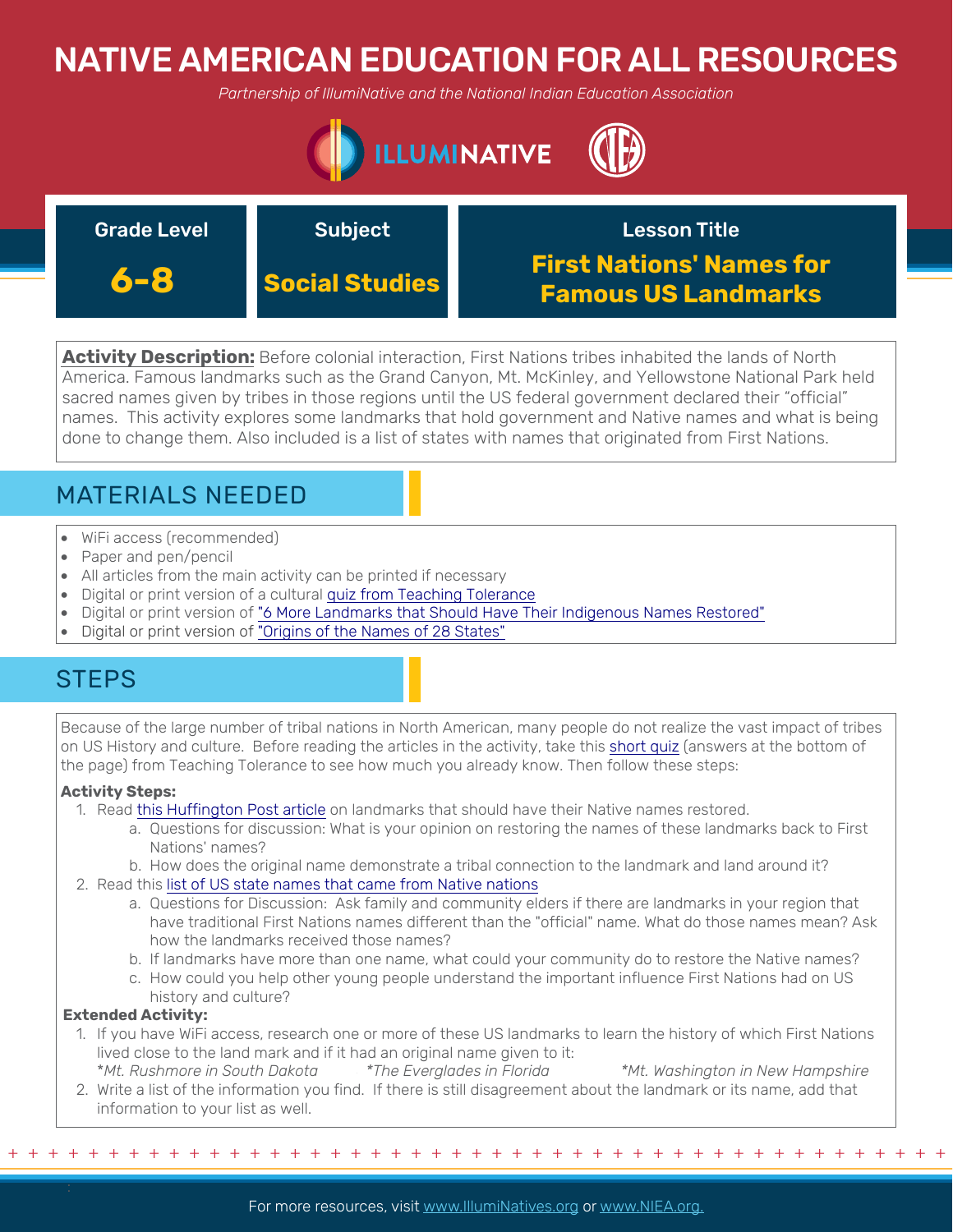# NATIVE AMERICAN EDUCATION FOR ALL RESOURCES

*Partnership of IllumiNative and the National Indian Education Association*

| Grade Level | Subject | Lesson Title |
| --- | --- | --- |
| **6-8** | **Social Studies** | **First Nations' Names for Famous US Landmarks** |

**Activity Description:** Before colonial interaction, First Nations tribes inhabited the lands of North America. Famous landmarks such as the Grand Canyon, Mt. McKinley, and Yellowstone National Park held sacred names given by tribes in those regions until the US federal government declared their "official" names. This activity explores some landmarks that hold government and Native names and what is being done to change them. Also included is a list of states with names that originated from First Nations.

## MATERIALS NEEDED

- WiFi access (recommended)
- Paper and pen/pencil
- All articles from the main activity can be printed if necessary
- Digital or print version of a cultural quiz from Teaching Tolerance
- Digital or print version of "6 More Landmarks that Should Have Their Indigenous Names Restored"
- Digital or print version of "Origins of the Names of 28 States"

## STEPS

Because of the large number of tribal nations in North American, many people do not realize the vast impact of tribes on US History and culture. Before reading the articles in the activity, take this short quiz (answers at the bottom of the page) from Teaching Tolerance to see how much you already know. Then follow these steps:

**Activity Steps:**

1. Read this Huffington Post article on landmarks that should have their Native names restored.
   a. Questions for discussion: What is your opinion on restoring the names of these landmarks back to First Nations' names?
   b. How does the original name demonstrate a tribal connection to the landmark and land around it?
2. Read this list of US state names that came from Native nations
   a. Questions for Discussion: Ask family and community elders if there are landmarks in your region that have traditional First Nations names different than the "official" name. What do those names mean? Ask how the landmarks received those names?
   b. If landmarks have more than one name, what could your community do to restore the Native names?
   c. How could you help other young people understand the important influence First Nations had on US history and culture?

**Extended Activity:**

1. If you have WiFi access, research one or more of these US landmarks to learn the history of which First Nations lived close to the land mark and if it had an original name given to it:
   *\*Mt. Rushmore in South Dakota* *\*The Everglades in Florida* *\*Mt. Washington in New Hampshire*
2. Write a list of the information you find. If there is still disagreement about the landmark or its name, add that information to your list as well.

For more resources, visit www.IllumiNatives.org or www.NIEA.org.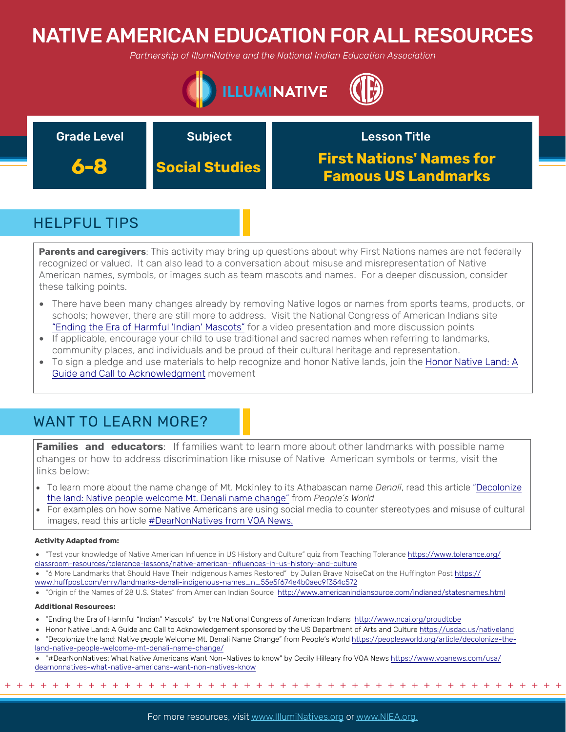# NATIVE AMERICAN EDUCATION FOR ALL RESOURCES

*Partnership of IllumiNative and the National Indian Education Association*

| Grade Level | Subject | Lesson Title |
|---|---|---|
| **6-8** | **Social Studies** | **First Nations' Names for Famous US Landmarks** |

## HELPFUL TIPS

**Parents and caregivers**: This activity may bring up questions about why First Nations names are not federally recognized or valued. It can also lead to a conversation about misuse and misrepresentation of Native American names, symbols, or images such as team mascots and names. For a deeper discussion, consider these talking points.

- There have been many changes already by removing Native logos or names from sports teams, products, or schools; however, there are still more to address. Visit the National Congress of American Indians site "Ending the Era of Harmful 'Indian' Mascots" for a video presentation and more discussion points
- If applicable, encourage your child to use traditional and sacred names when referring to landmarks, community places, and individuals and be proud of their cultural heritage and representation.
- To sign a pledge and use materials to help recognize and honor Native lands, join the Honor Native Land: A Guide and Call to Acknowledgment movement

## WANT TO LEARN MORE?

**Families and educators**: If families want to learn more about other landmarks with possible name changes or how to address discrimination like misuse of Native American symbols or terms, visit the links below:

- To learn more about the name change of Mt. Mckinley to its Athabascan name *Denali*, read this article "Decolonize the land: Native people welcome Mt. Denali name change" from *People's World*
- For examples on how some Native Americans are using social media to counter stereotypes and misuse of cultural images, read this article #DearNonNatives from VOA News.

**Activity Adapted from:**

- "Test your knowledge of Native American Influence in US History and Culture" quiz from Teaching Tolerance https://www.tolerance.org/classroom-resources/tolerance-lessons/native-american-influences-in-us-history-and-culture
- "6 More Landmarks that Should Have Their Indigenous Names Restored" by Julian Brave NoiseCat on the Huffington Post https://www.huffpost.com/enry/landmarks-denali-indigenous-names_n_55e5f674e4b0aec9f354c572
- "Origin of the Names of 28 U.S. States" from American Indian Source http://www.americanindiansource.com/indianed/statesnames.html

**Additional Resources:**

- "Ending the Era of Harmful "Indian" Mascots" by the National Congress of American Indians http://www.ncai.org/proudtobe
- Honor Native Land: A Guide and Call to Acknowledgement sponsored by the US Department of Arts and Culture https://usdac.us/nativeland
- "Decolonize the land: Native people Welcome Mt. Denali Name Change" from People's World https://peoplesworld.org/article/decolonize-the-land-native-people-welcome-mt-denali-name-change/
- "#DearNonNatives: What Native Americans Want Non-Natives to know" by Cecily Hilleary fro VOA News https://www.voanews.com/usa/dearnonnatives-what-native-americans-want-non-natives-know

For more resources, visit www.IllumiNatives.org or www.NIEA.org.